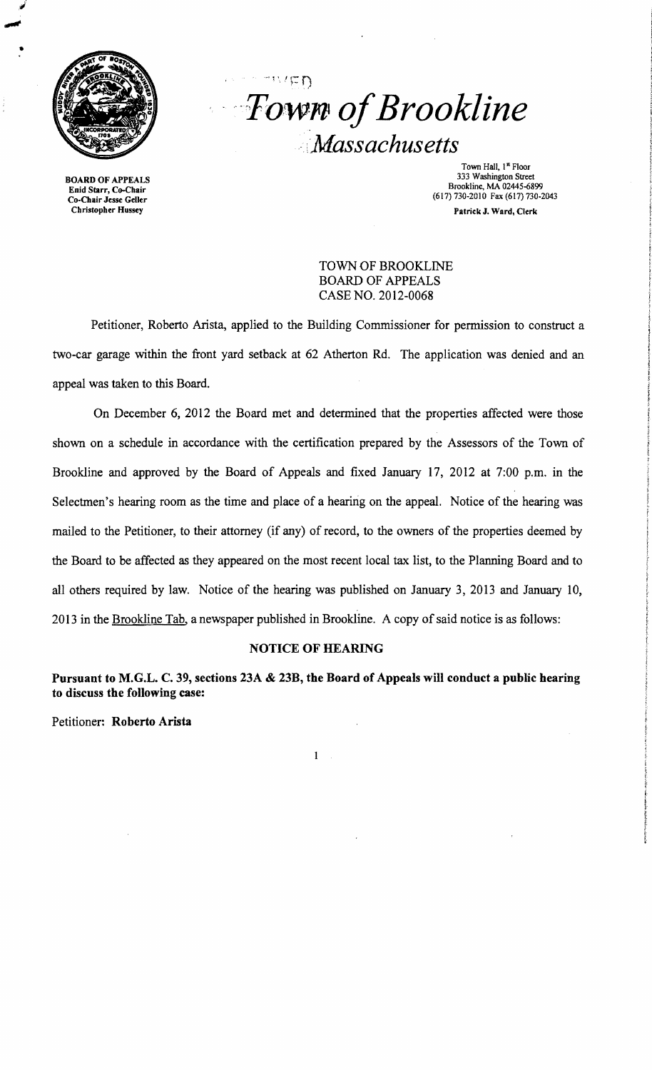# Town of Brookline

## *Massachusetts*

BOARD OF APPEALS
Enid Starr, Co-Chair
Co-Chair Jesse Geller
Christopher Hussey

Town Hall, 1st Floor
333 Washington Street
Brookline, MA 02445-6899
(617) 730-2010 Fax (617) 730-2043
Patrick J. Ward, Clerk

TOWN OF BROOKLINE
BOARD OF APPEALS
CASE NO. 2012-0068

Petitioner, Roberto Arista, applied to the Building Commissioner for permission to construct a two-car garage within the front yard setback at 62 Atherton Rd. The application was denied and an appeal was taken to this Board.

On December 6, 2012 the Board met and determined that the properties affected were those shown on a schedule in accordance with the certification prepared by the Assessors of the Town of Brookline and approved by the Board of Appeals and fixed January 17, 2012 at 7:00 p.m. in the Selectmen's hearing room as the time and place of a hearing on the appeal. Notice of the hearing was mailed to the Petitioner, to their attorney (if any) of record, to the owners of the properties deemed by the Board to be affected as they appeared on the most recent local tax list, to the Planning Board and to all others required by law. Notice of the hearing was published on January 3, 2013 and January 10, 2013 in the Brookline Tab, a newspaper published in Brookline. A copy of said notice is as follows:

**NOTICE OF HEARING**

**Pursuant to M.G.L. C. 39, sections 23A & 23B, the Board of Appeals will conduct a public hearing to discuss the following case:**

Petitioner: **Roberto Arista**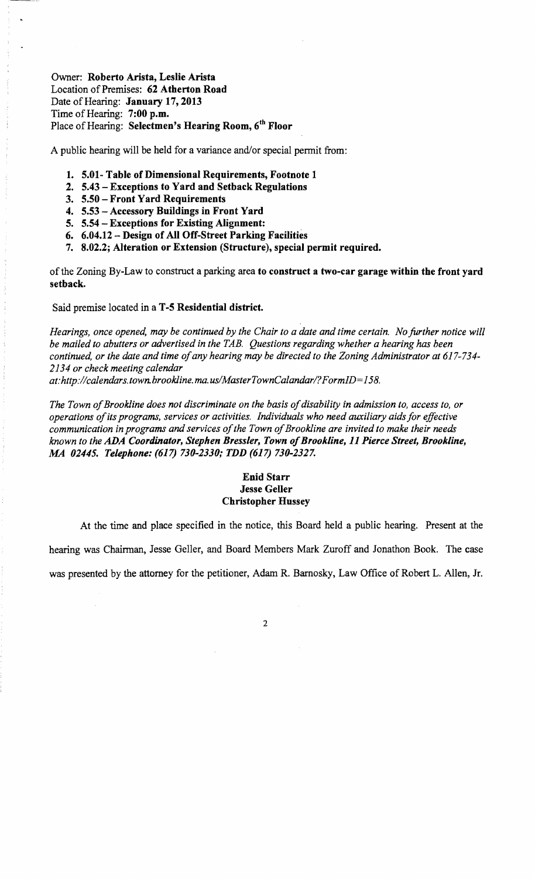Owner: **Roberto Arista, Leslie Arista**
Location of Premises: **62 Atherton Road**
Date of Hearing: **January 17, 2013**
Time of Hearing: **7:00 p.m.**
Place of Hearing: **Selectmen's Hearing Room, 6th Floor**

A public hearing will be held for a variance and/or special permit from:

1. **5.01- Table of Dimensional Requirements, Footnote 1**
2. **5.43 – Exceptions to Yard and Setback Regulations**
3. **5.50 – Front Yard Requirements**
4. **5.53 – Accessory Buildings in Front Yard**
5. **5.54 – Exceptions for Existing Alignment:**
6. **6.04.12 – Design of All Off-Street Parking Facilities**
7. **8.02.2; Alteration or Extension (Structure), special permit required.**

of the Zoning By-Law to construct a parking area **to construct a two-car garage within the front yard setback.**

Said premise located in a **T-5 Residential district.**

*Hearings, once opened, may be continued by the Chair to a date and time certain. No further notice will be mailed to abutters or advertised in the TAB. Questions regarding whether a hearing has been continued, or the date and time of any hearing may be directed to the Zoning Administrator at 617-734-2134 or check meeting calendar at:http://calendars.town.brookline.ma.us/MasterTownCalandar/?FormID=158.*

*The Town of Brookline does not discriminate on the basis of disability in admission to, access to, or operations of its programs, services or activities. Individuals who need auxiliary aids for effective communication in programs and services of the Town of Brookline are invited to make their needs known to the* ***ADA Coordinator, Stephen Bressler, Town of Brookline, 11 Pierce Street, Brookline, MA 02445. Telephone: (617) 730-2330; TDD (617) 730-2327.***

**Enid Starr**
**Jesse Geller**
**Christopher Hussey**

At the time and place specified in the notice, this Board held a public hearing. Present at the hearing was Chairman, Jesse Geller, and Board Members Mark Zuroff and Jonathon Book. The case was presented by the attorney for the petitioner, Adam R. Barnosky, Law Office of Robert L. Allen, Jr.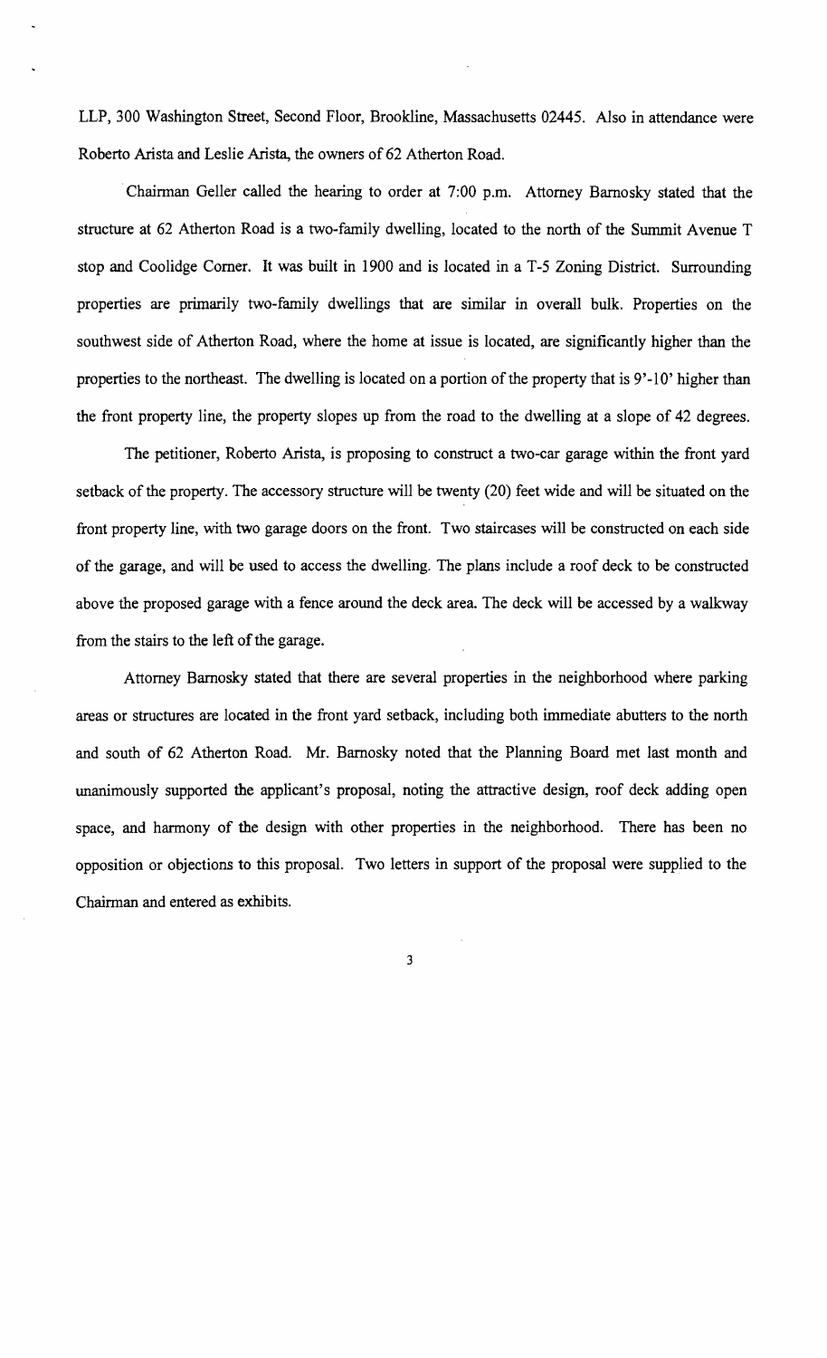LLP, 300 Washington Street, Second Floor, Brookline, Massachusetts 02445. Also in attendance were Roberto Arista and Leslie Arista, the owners of 62 Atherton Road.

Chairman Geller called the hearing to order at 7:00 p.m. Attorney Barnosky stated that the structure at 62 Atherton Road is a two-family dwelling, located to the north of the Summit Avenue T stop and Coolidge Corner. It was built in 1900 and is located in a T-5 Zoning District. Surrounding properties are primarily two-family dwellings that are similar in overall bulk. Properties on the southwest side of Atherton Road, where the home at issue is located, are significantly higher than the properties to the northeast. The dwelling is located on a portion of the property that is 9'-10' higher than the front property line, the property slopes up from the road to the dwelling at a slope of 42 degrees.

The petitioner, Roberto Arista, is proposing to construct a two-car garage within the front yard setback of the property. The accessory structure will be twenty (20) feet wide and will be situated on the front property line, with two garage doors on the front. Two staircases will be constructed on each side of the garage, and will be used to access the dwelling. The plans include a roof deck to be constructed above the proposed garage with a fence around the deck area. The deck will be accessed by a walkway from the stairs to the left of the garage.

Attorney Barnosky stated that there are several properties in the neighborhood where parking areas or structures are located in the front yard setback, including both immediate abutters to the north and south of 62 Atherton Road. Mr. Barnosky noted that the Planning Board met last month and unanimously supported the applicant's proposal, noting the attractive design, roof deck adding open space, and harmony of the design with other properties in the neighborhood. There has been no opposition or objections to this proposal. Two letters in support of the proposal were supplied to the Chairman and entered as exhibits.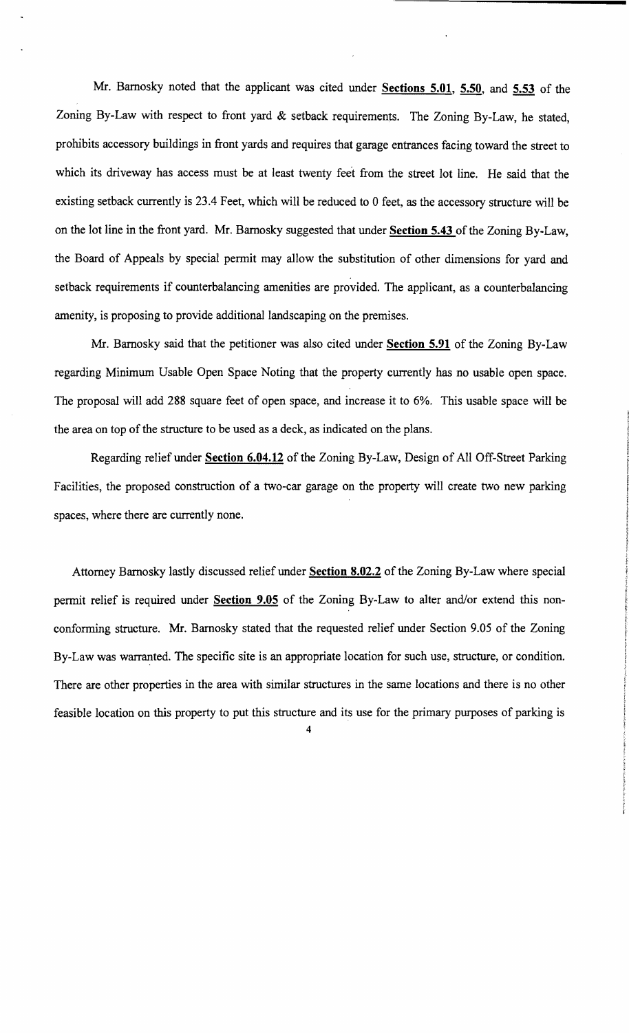Mr. Barnosky noted that the applicant was cited under **Sections 5.01**, **5.50**, and **5.53** of the Zoning By-Law with respect to front yard & setback requirements. The Zoning By-Law, he stated, prohibits accessory buildings in front yards and requires that garage entrances facing toward the street to which its driveway has access must be at least twenty feet from the street lot line. He said that the existing setback currently is 23.4 Feet, which will be reduced to 0 feet, as the accessory structure will be on the lot line in the front yard. Mr. Barnosky suggested that under **Section 5.43** of the Zoning By-Law, the Board of Appeals by special permit may allow the substitution of other dimensions for yard and setback requirements if counterbalancing amenities are provided. The applicant, as a counterbalancing amenity, is proposing to provide additional landscaping on the premises.

Mr. Barnosky said that the petitioner was also cited under **Section 5.91** of the Zoning By-Law regarding Minimum Usable Open Space Noting that the property currently has no usable open space. The proposal will add 288 square feet of open space, and increase it to 6%. This usable space will be the area on top of the structure to be used as a deck, as indicated on the plans.

Regarding relief under **Section 6.04.12** of the Zoning By-Law, Design of All Off-Street Parking Facilities, the proposed construction of a two-car garage on the property will create two new parking spaces, where there are currently none.

Attorney Barnosky lastly discussed relief under **Section 8.02.2** of the Zoning By-Law where special permit relief is required under **Section 9.05** of the Zoning By-Law to alter and/or extend this non-conforming structure. Mr. Barnosky stated that the requested relief under Section 9.05 of the Zoning By-Law was warranted. The specific site is an appropriate location for such use, structure, or condition. There are other properties in the area with similar structures in the same locations and there is no other feasible location on this property to put this structure and its use for the primary purposes of parking is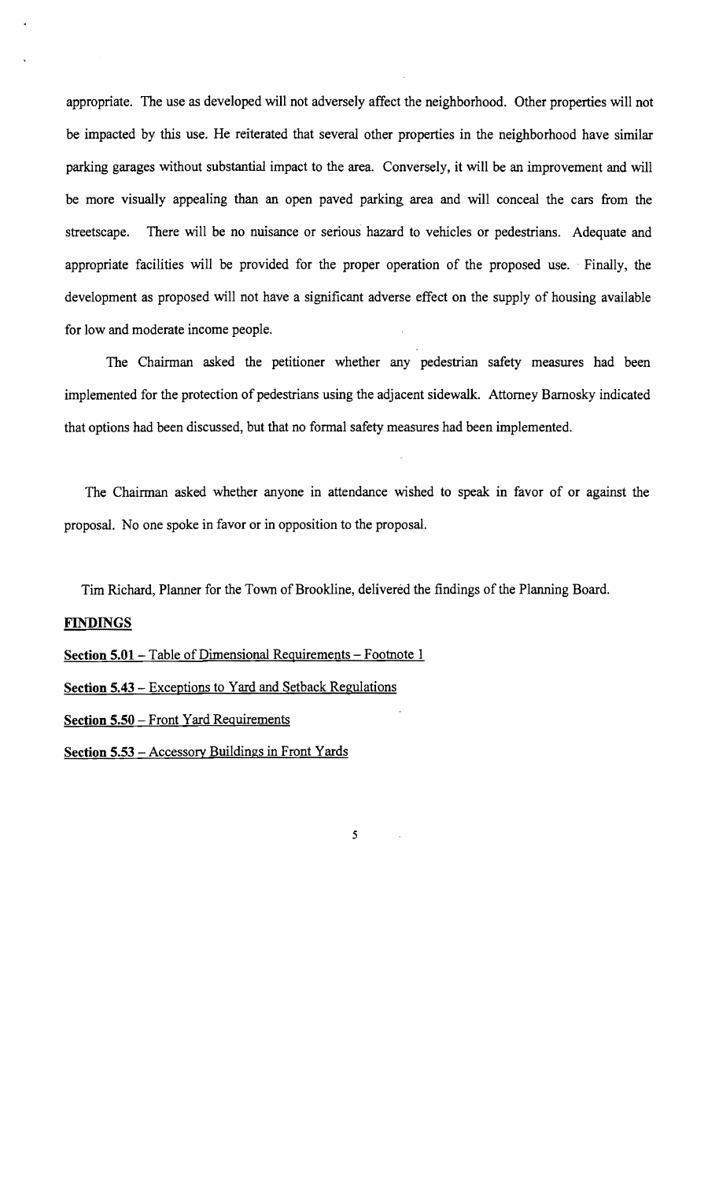appropriate. The use as developed will not adversely affect the neighborhood. Other properties will not be impacted by this use. He reiterated that several other properties in the neighborhood have similar parking garages without substantial impact to the area. Conversely, it will be an improvement and will be more visually appealing than an open paved parking area and will conceal the cars from the streetscape. There will be no nuisance or serious hazard to vehicles or pedestrians. Adequate and appropriate facilities will be provided for the proper operation of the proposed use. Finally, the development as proposed will not have a significant adverse effect on the supply of housing available for low and moderate income people.

The Chairman asked the petitioner whether any pedestrian safety measures had been implemented for the protection of pedestrians using the adjacent sidewalk. Attorney Barnosky indicated that options had been discussed, but that no formal safety measures had been implemented.

The Chairman asked whether anyone in attendance wished to speak in favor of or against the proposal. No one spoke in favor or in opposition to the proposal.

Tim Richard, Planner for the Town of Brookline, delivered the findings of the Planning Board.

**FINDINGS**

**Section 5.01** – Table of Dimensional Requirements – Footnote 1

**Section 5.43** – Exceptions to Yard and Setback Regulations

**Section 5.50** – Front Yard Requirements

**Section 5.53** – Accessory Buildings in Front Yards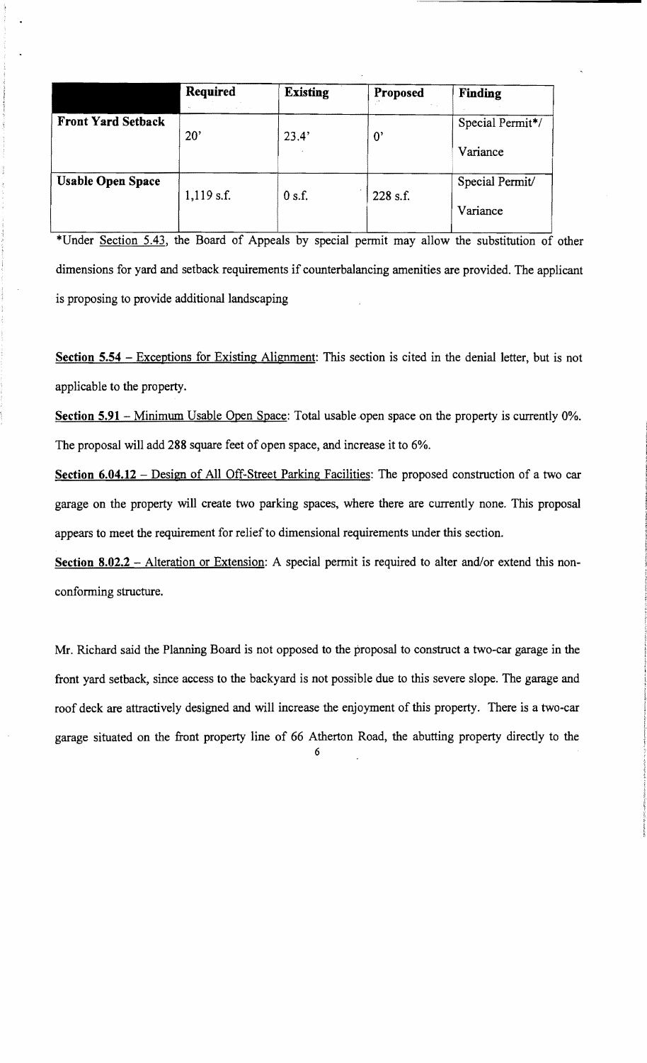| | Required | Existing | Proposed | Finding |
|---|---|---|---|---|
| **Front Yard Setback** | 20' | 23.4' | 0' | Special Permit*/ Variance |
| **Usable Open Space** | 1,119 s.f. | 0 s.f. | 228 s.f. | Special Permit/ Variance |

*Under Section 5.43, the Board of Appeals by special permit may allow the substitution of other dimensions for yard and setback requirements if counterbalancing amenities are provided. The applicant is proposing to provide additional landscaping

**Section 5.54** – Exceptions for Existing Alignment: This section is cited in the denial letter, but is not applicable to the property.

**Section 5.91** – Minimum Usable Open Space: Total usable open space on the property is currently 0%. The proposal will add 288 square feet of open space, and increase it to 6%.

**Section 6.04.12** – Design of All Off-Street Parking Facilities: The proposed construction of a two car garage on the property will create two parking spaces, where there are currently none. This proposal appears to meet the requirement for relief to dimensional requirements under this section.

**Section 8.02.2** – Alteration or Extension: A special permit is required to alter and/or extend this non-conforming structure.

Mr. Richard said the Planning Board is not opposed to the proposal to construct a two-car garage in the front yard setback, since access to the backyard is not possible due to this severe slope. The garage and roof deck are attractively designed and will increase the enjoyment of this property. There is a two-car garage situated on the front property line of 66 Atherton Road, the abutting property directly to the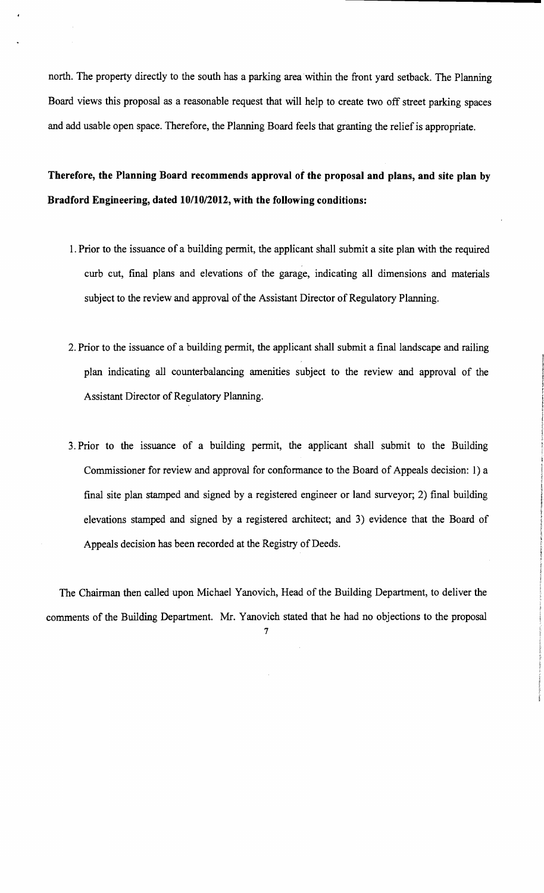north. The property directly to the south has a parking area within the front yard setback. The Planning Board views this proposal as a reasonable request that will help to create two off street parking spaces and add usable open space. Therefore, the Planning Board feels that granting the relief is appropriate.

**Therefore, the Planning Board recommends approval of the proposal and plans, and site plan by Bradford Engineering, dated 10/10/2012, with the following conditions:**

1. Prior to the issuance of a building permit, the applicant shall submit a site plan with the required curb cut, final plans and elevations of the garage, indicating all dimensions and materials subject to the review and approval of the Assistant Director of Regulatory Planning.

2. Prior to the issuance of a building permit, the applicant shall submit a final landscape and railing plan indicating all counterbalancing amenities subject to the review and approval of the Assistant Director of Regulatory Planning.

3. Prior to the issuance of a building permit, the applicant shall submit to the Building Commissioner for review and approval for conformance to the Board of Appeals decision: 1) a final site plan stamped and signed by a registered engineer or land surveyor; 2) final building elevations stamped and signed by a registered architect; and 3) evidence that the Board of Appeals decision has been recorded at the Registry of Deeds.

The Chairman then called upon Michael Yanovich, Head of the Building Department, to deliver the comments of the Building Department. Mr. Yanovich stated that he had no objections to the proposal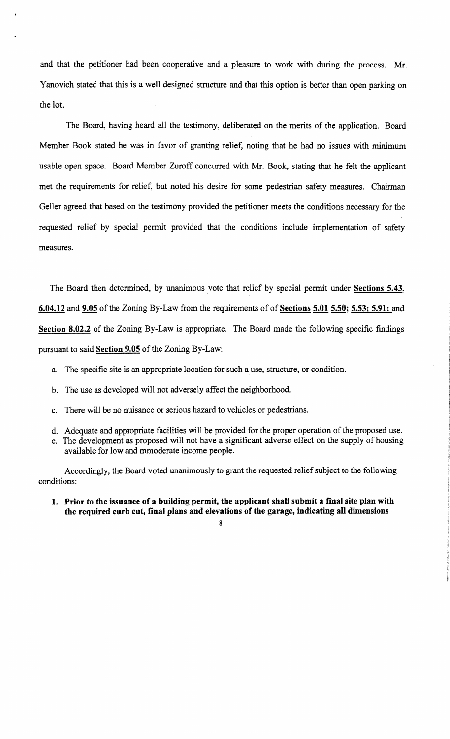and that the petitioner had been cooperative and a pleasure to work with during the process. Mr. Yanovich stated that this is a well designed structure and that this option is better than open parking on the lot.

The Board, having heard all the testimony, deliberated on the merits of the application. Board Member Book stated he was in favor of granting relief, noting that he had no issues with minimum usable open space. Board Member Zuroff concurred with Mr. Book, stating that he felt the applicant met the requirements for relief, but noted his desire for some pedestrian safety measures. Chairman Geller agreed that based on the testimony provided the petitioner meets the conditions necessary for the requested relief by special permit provided that the conditions include implementation of safety measures.

The Board then determined, by unanimous vote that relief by special permit under **Sections 5.43**, **6.04.12** and **9.05** of the Zoning By-Law from the requirements of of **Sections 5.01 5.50; 5.53; 5.91;** and **Section 8.02.2** of the Zoning By-Law is appropriate. The Board made the following specific findings pursuant to said **Section 9.05** of the Zoning By-Law:

a. The specific site is an appropriate location for such a use, structure, or condition.

b. The use as developed will not adversely affect the neighborhood.

c. There will be no nuisance or serious hazard to vehicles or pedestrians.

d. Adequate and appropriate facilities will be provided for the proper operation of the proposed use.

e. The development as proposed will not have a significant adverse effect on the supply of housing available for low and mmoderate income people.

Accordingly, the Board voted unanimously to grant the requested relief subject to the following conditions:

1. **Prior to the issuance of a building permit, the applicant shall submit a final site plan with the required curb cut, final plans and elevations of the garage, indicating all dimensions**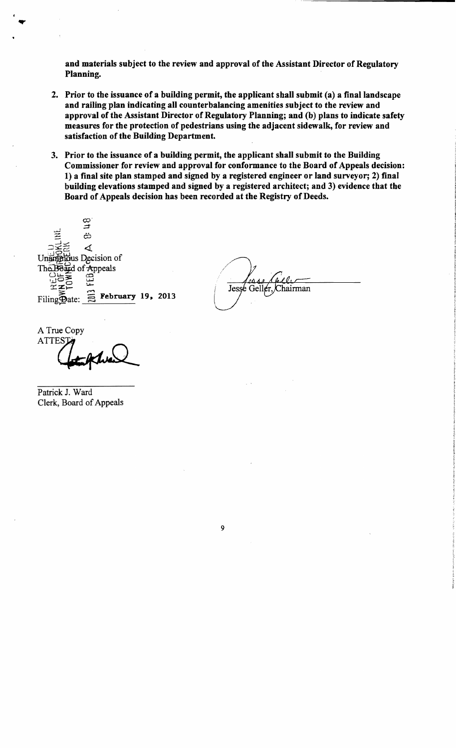**and materials subject to the review and approval of the Assistant Director of Regulatory Planning.**

2. **Prior to the issuance of a building permit, the applicant shall submit (a) a final landscape and railing plan indicating all counterbalancing amenities subject to the review and approval of the Assistant Director of Regulatory Planning; and (b) plans to indicate safety measures for the protection of pedestrians using the adjacent sidewalk, for review and satisfaction of the Building Department.**

3. **Prior to the issuance of a building permit, the applicant shall submit to the Building Commissioner for review and approval for conformance to the Board of Appeals decision: 1) a final site plan stamped and signed by a registered engineer or land surveyor; 2) final building elevations stamped and signed by a registered architect; and 3) evidence that the Board of Appeals decision has been recorded at the Registry of Deeds.**

RECEIVED TOWN OF BROOKLINE TOWN CLERK 2013 FEB 19 A 8:48

Unanimous Decision of
The Board of Appeals

Filing Date: **February 19, 2013**

Jesse Geller, Chairman

A True Copy
ATTEST:

Patrick J. Ward
Clerk, Board of Appeals